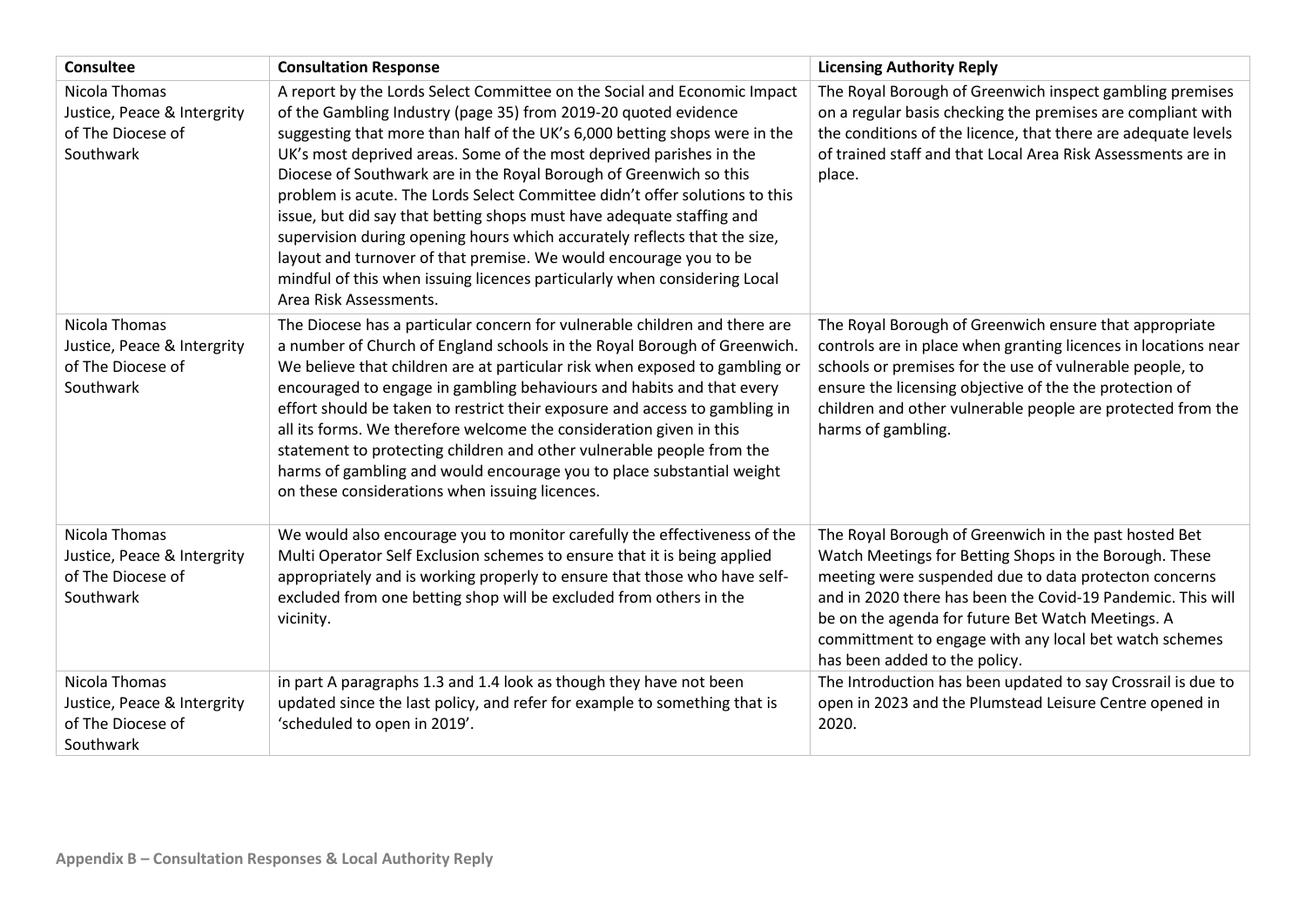| Consultee | Consultation Response | Licensing Authority Reply |
| --- | --- | --- |
| Nicola Thomas Justice, Peace & Intergrity of The Diocese of Southwark | A report by the Lords Select Committee on the Social and Economic Impact of the Gambling Industry (page 35) from 2019-20 quoted evidence suggesting that more than half of the UK's 6,000 betting shops were in the UK's most deprived areas. Some of the most deprived parishes in the Diocese of Southwark are in the Royal Borough of Greenwich so this problem is acute. The Lords Select Committee didn't offer solutions to this issue, but did say that betting shops must have adequate staffing and supervision during opening hours which accurately reflects that the size, layout and turnover of that premise. We would encourage you to be mindful of this when issuing licences particularly when considering Local Area Risk Assessments. | The Royal Borough of Greenwich inspect gambling premises on a regular basis checking the premises are compliant with the conditions of the licence, that there are adequate levels of trained staff and that Local Area Risk Assessments are in place. |
| Nicola Thomas Justice, Peace & Intergrity of The Diocese of Southwark | The Diocese has a particular concern for vulnerable children and there are a number of Church of England schools in the Royal Borough of Greenwich. We believe that children are at particular risk when exposed to gambling or encouraged to engage in gambling behaviours and habits and that every effort should be taken to restrict their exposure and access to gambling in all its forms. We therefore welcome the consideration given in this statement to protecting children and other vulnerable people from the harms of gambling and would encourage you to place substantial weight on these considerations when issuing licences. | The Royal Borough of Greenwich ensure that appropriate controls are in place when granting licences in locations near schools or premises for the use of vulnerable people, to ensure the licensing objective of the the protection of children and other vulnerable people are protected from the harms of gambling. |
| Nicola Thomas Justice, Peace & Intergrity of The Diocese of Southwark | We would also encourage you to monitor carefully the effectiveness of the Multi Operator Self Exclusion schemes to ensure that it is being applied appropriately and is working properly to ensure that those who have self-excluded from one betting shop will be excluded from others in the vicinity. | The Royal Borough of Greenwich in the past hosted Bet Watch Meetings for Betting Shops in the Borough. These meeting were suspended due to data protecton concerns and in 2020 there has been the Covid-19 Pandemic. This will be on the agenda for future Bet Watch Meetings. A committment to engage with any local bet watch schemes has been added to the policy. |
| Nicola Thomas Justice, Peace & Intergrity of The Diocese of Southwark | in part A paragraphs 1.3 and 1.4 look as though they have not been updated since the last policy, and refer for example to something that is 'scheduled to open in 2019'. | The Introduction has been updated to say Crossrail is due to open in 2023 and the Plumstead Leisure Centre opened in 2020. |

**Appendix B – Consultation Responses & Local Authority Reply**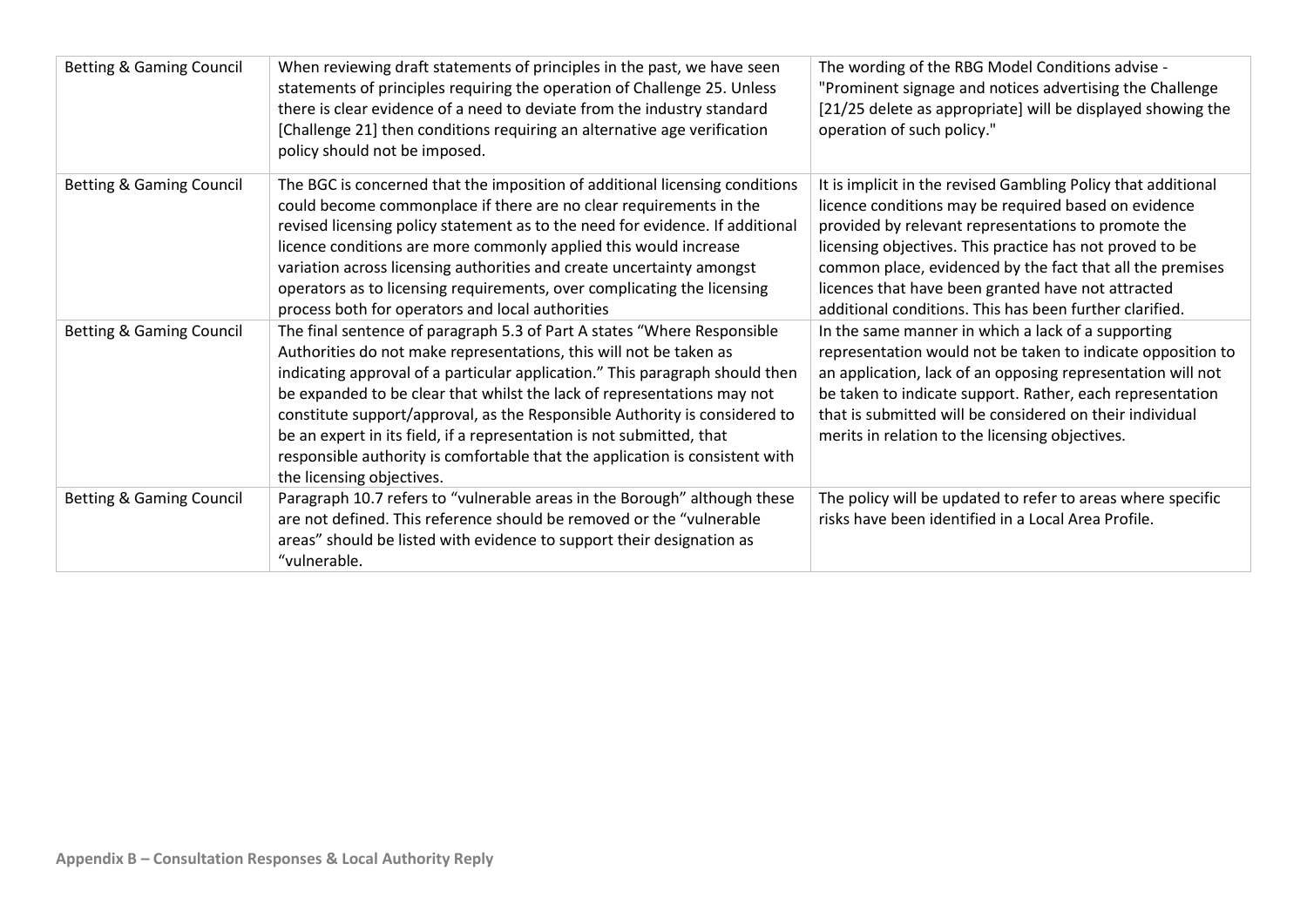| Betting & Gaming Council | When reviewing draft statements of principles in the past, we have seen statements of principles requiring the operation of Challenge 25. Unless there is clear evidence of a need to deviate from the industry standard [Challenge 21] then conditions requiring an alternative age verification policy should not be imposed. | The wording of the RBG Model Conditions advise - "Prominent signage and notices advertising the Challenge [21/25 delete as appropriate] will be displayed showing the operation of such policy." |
|---|---|---|
| Betting & Gaming Council | The BGC is concerned that the imposition of additional licensing conditions could become commonplace if there are no clear requirements in the revised licensing policy statement as to the need for evidence. If additional licence conditions are more commonly applied this would increase variation across licensing authorities and create uncertainty amongst operators as to licensing requirements, over complicating the licensing process both for operators and local authorities | It is implicit in the revised Gambling Policy that additional licence conditions may be required based on evidence provided by relevant representations to promote the licensing objectives. This practice has not proved to be common place, evidenced by the fact that all the premises licences that have been granted have not attracted additional conditions. This has been further clarified. |
| Betting & Gaming Council | The final sentence of paragraph 5.3 of Part A states "Where Responsible Authorities do not make representations, this will not be taken as indicating approval of a particular application." This paragraph should then be expanded to be clear that whilst the lack of representations may not constitute support/approval, as the Responsible Authority is considered to be an expert in its field, if a representation is not submitted, that responsible authority is comfortable that the application is consistent with the licensing objectives. | In the same manner in which a lack of a supporting representation would not be taken to indicate opposition to an application, lack of an opposing representation will not be taken to indicate support. Rather, each representation that is submitted will be considered on their individual merits in relation to the licensing objectives. |
| Betting & Gaming Council | Paragraph 10.7 refers to "vulnerable areas in the Borough" although these are not defined. This reference should be removed or the "vulnerable areas" should be listed with evidence to support their designation as "vulnerable. | The policy will be updated to refer to areas where specific risks have been identified in a Local Area Profile. |

**Appendix B – Consultation Responses & Local Authority Reply**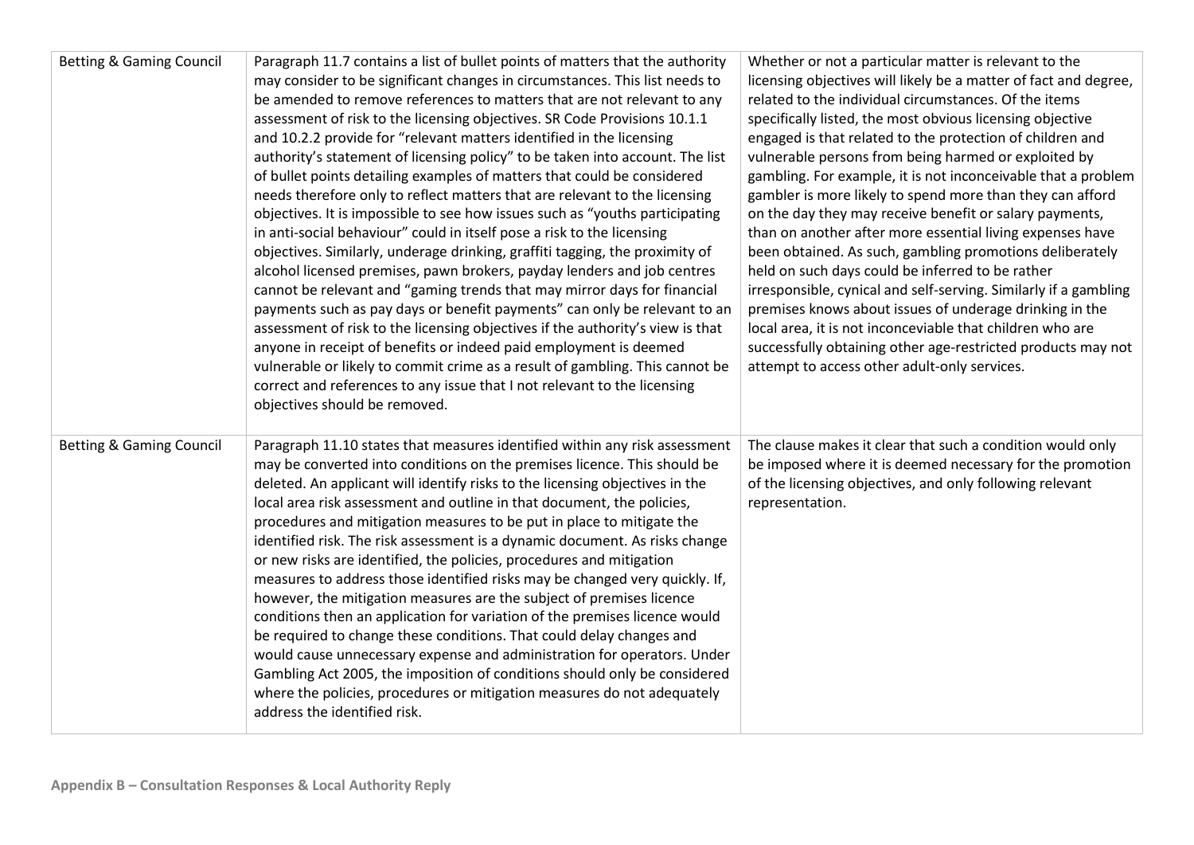| | | |
|---|---|---|
| Betting & Gaming Council | Paragraph 11.7 contains a list of bullet points of matters that the authority may consider to be significant changes in circumstances. This list needs to be amended to remove references to matters that are not relevant to any assessment of risk to the licensing objectives. SR Code Provisions 10.1.1 and 10.2.2 provide for "relevant matters identified in the licensing authority's statement of licensing policy" to be taken into account. The list of bullet points detailing examples of matters that could be considered needs therefore only to reflect matters that are relevant to the licensing objectives. It is impossible to see how issues such as "youths participating in anti-social behaviour" could in itself pose a risk to the licensing objectives. Similarly, underage drinking, graffiti tagging, the proximity of alcohol licensed premises, pawn brokers, payday lenders and job centres cannot be relevant and "gaming trends that may mirror days for financial payments such as pay days or benefit payments" can only be relevant to an assessment of risk to the licensing objectives if the authority's view is that anyone in receipt of benefits or indeed paid employment is deemed vulnerable or likely to commit crime as a result of gambling. This cannot be correct and references to any issue that I not relevant to the licensing objectives should be removed. | Whether or not a particular matter is relevant to the licensing objectives will likely be a matter of fact and degree, related to the individual circumstances. Of the items specifically listed, the most obvious licensing objective engaged is that related to the protection of children and vulnerable persons from being harmed or exploited by gambling. For example, it is not inconceivable that a problem gambler is more likely to spend more than they can afford on the day they may receive benefit or salary payments, than on another after more essential living expenses have been obtained. As such, gambling promotions deliberately held on such days could be inferred to be rather irresponsible, cynical and self-serving. Similarly if a gambling premises knows about issues of underage drinking in the local area, it is not inconceivable that children who are successfully obtaining other age-restricted products may not attempt to access other adult-only services. |
| Betting & Gaming Council | Paragraph 11.10 states that measures identified within any risk assessment may be converted into conditions on the premises licence. This should be deleted. An applicant will identify risks to the licensing objectives in the local area risk assessment and outline in that document, the policies, procedures and mitigation measures to be put in place to mitigate the identified risk. The risk assessment is a dynamic document. As risks change or new risks are identified, the policies, procedures and mitigation measures to address those identified risks may be changed very quickly. If, however, the mitigation measures are the subject of premises licence conditions then an application for variation of the premises licence would be required to change these conditions. That could delay changes and would cause unnecessary expense and administration for operators. Under Gambling Act 2005, the imposition of conditions should only be considered where the policies, procedures or mitigation measures do not adequately address the identified risk. | The clause makes it clear that such a condition would only be imposed where it is deemed necessary for the promotion of the licensing objectives, and only following relevant representation. |

**Appendix B – Consultation Responses & Local Authority Reply**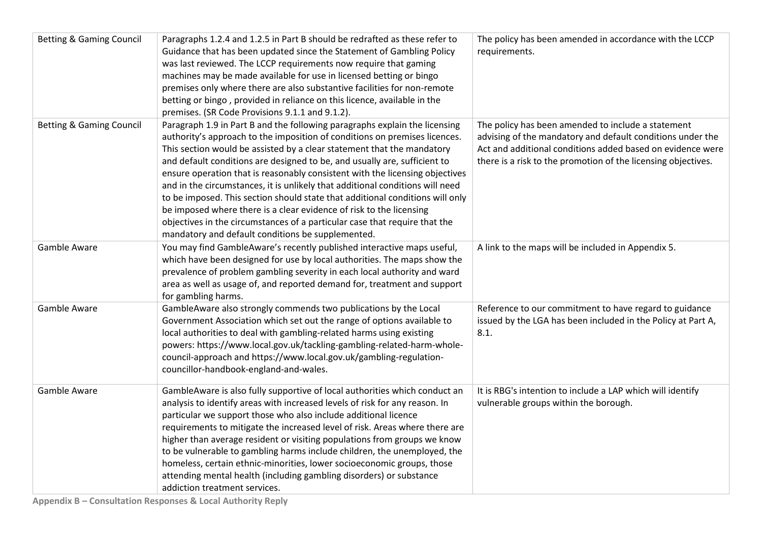| | | |
|---|---|---|
| Betting & Gaming Council | Paragraphs 1.2.4 and 1.2.5 in Part B should be redrafted as these refer to Guidance that has been updated since the Statement of Gambling Policy was last reviewed. The LCCP requirements now require that gaming machines may be made available for use in licensed betting or bingo premises only where there are also substantive facilities for non-remote betting or bingo , provided in reliance on this licence, available in the premises. (SR Code Provisions 9.1.1 and 9.1.2). | The policy has been amended in accordance with the LCCP requirements. |
| Betting & Gaming Council | Paragraph 1.9 in Part B and the following paragraphs explain the licensing authority's approach to the imposition of conditions on premises licences. This section would be assisted by a clear statement that the mandatory and default conditions are designed to be, and usually are, sufficient to ensure operation that is reasonably consistent with the licensing objectives and in the circumstances, it is unlikely that additional conditions will need to be imposed. This section should state that additional conditions will only be imposed where there is a clear evidence of risk to the licensing objectives in the circumstances of a particular case that require that the mandatory and default conditions be supplemented. | The policy has been amended to include a statement advising of the mandatory and default conditions under the Act and additional conditions added based on evidence were there is a risk to the promotion of the licensing objectives. |
| Gamble Aware | You may find GambleAware's recently published interactive maps useful, which have been designed for use by local authorities. The maps show the prevalence of problem gambling severity in each local authority and ward area as well as usage of, and reported demand for, treatment and support for gambling harms. | A link to the maps will be included in Appendix 5. |
| Gamble Aware | GambleAware also strongly commends two publications by the Local Government Association which set out the range of options available to local authorities to deal with gambling-related harms using existing powers: https://www.local.gov.uk/tackling-gambling-related-harm-whole-council-approach and https://www.local.gov.uk/gambling-regulation-councillor-handbook-england-and-wales. | Reference to our commitment to have regard to guidance issued by the LGA has been included in the Policy at Part A, 8.1. |
| Gamble Aware | GambleAware is also fully supportive of local authorities which conduct an analysis to identify areas with increased levels of risk for any reason. In particular we support those who also include additional licence requirements to mitigate the increased level of risk. Areas where there are higher than average resident or visiting populations from groups we know to be vulnerable to gambling harms include children, the unemployed, the homeless, certain ethnic-minorities, lower socioeconomic groups, those attending mental health (including gambling disorders) or substance addiction treatment services. | It is RBG's intention to include a LAP which will identify vulnerable groups within the borough. |

**Appendix B – Consultation Responses & Local Authority Reply**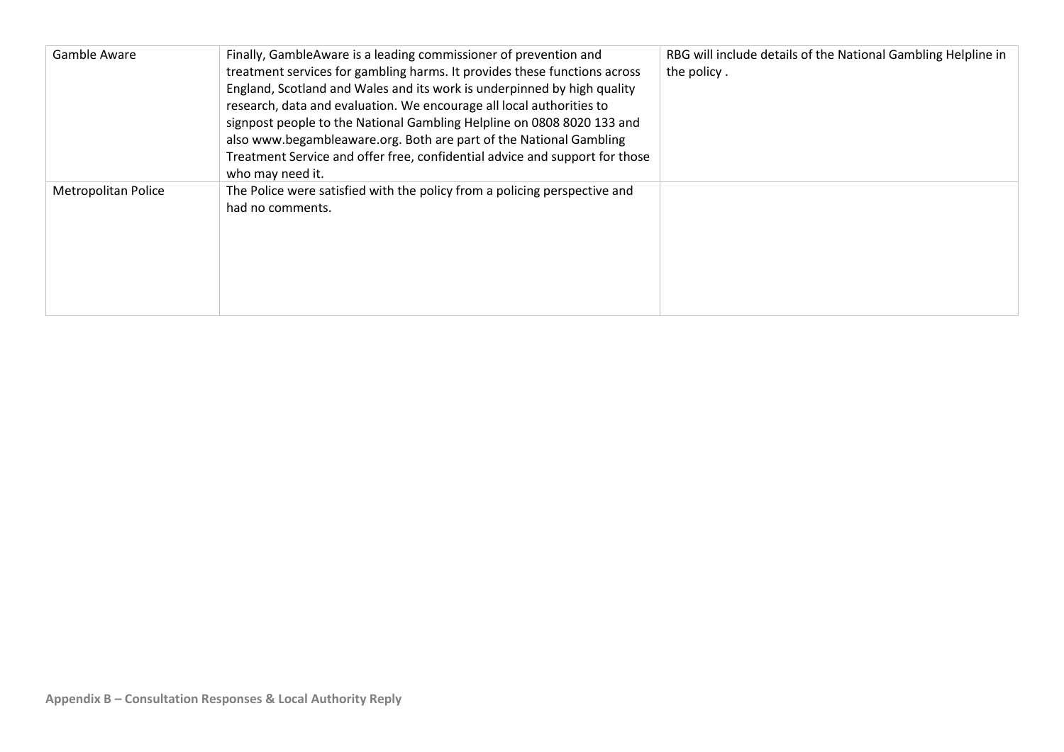| | | |
|---|---|---|
| Gamble Aware | Finally, GambleAware is a leading commissioner of prevention and treatment services for gambling harms. It provides these functions across England, Scotland and Wales and its work is underpinned by high quality research, data and evaluation. We encourage all local authorities to signpost people to the National Gambling Helpline on 0808 8020 133 and also www.begambleaware.org. Both are part of the National Gambling Treatment Service and offer free, confidential advice and support for those who may need it. | RBG will include details of the National Gambling Helpline in the policy . |
| Metropolitan Police | The Police were satisfied with the policy from a policing perspective and had no comments. | |